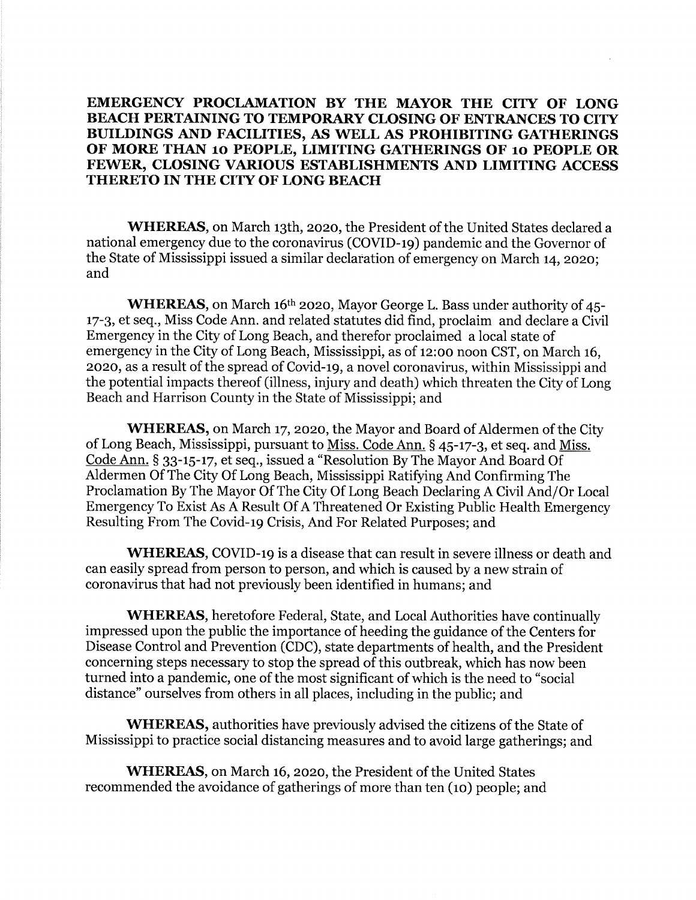**EMERGENCY PROCLAMATION BY THE MAYOR THE CITY OF LONG BEACH PERTAINING TO TEMPORARY CLOSING OF ENTRANCES TO CITY BUILDINGS AND FACILITIES, AS WELL AS PROHIBITING GATHERINGS OF MORE THAN 10 PEOPLE, LIMITING GATHERINGS OF 10 PEOPLE OR FEWER, CLOSING VARIOUS ESTABLISHMENTS AND LIMITING ACCESS THERETO IN THE CITY OF LONG BEACH**

**WHEREAS**, on March 13th, 2020, the President of the United States declared a national emergency due to the coronavirus (COVID-19) pandemic and the Governor of the State of Mississippi issued a similar declaration of emergency on March 14, 2020; and

**WHEREAS**, on March 16th 2020, Mayor George L. Bass under authority of 45-17-3, et seq., Miss Code Ann. and related statutes did find, proclaim and declare a Civil Emergency in the City of Long Beach, and therefor proclaimed a local state of emergency in the City of Long Beach, Mississippi, as of 12:00 noon CST, on March 16, 2020, as a result of the spread of Covid-19, a novel coronavirus, within Mississippi and the potential impacts thereof (illness, injury and death) which threaten the City of Long Beach and Harrison County in the State of Mississippi; and

**WHEREAS,** on March 17, 2020, the Mayor and Board of Aldermen of the City of Long Beach, Mississippi, pursuant to Miss. Code Ann. § 45-17-3, et seq. and Miss. Code Ann. § 33-15-17, et seq., issued a "Resolution By The Mayor And Board Of Aldermen Of The City Of Long Beach, Mississippi Ratifying And Confirming The Proclamation By The Mayor Of The City Of Long Beach Declaring A Civil And/Or Local Emergency To Exist As A Result Of A Threatened Or Existing Public Health Emergency Resulting From The Covid-19 Crisis, And For Related Purposes; and

**WHEREAS**, COVID-19 is a disease that can result in severe illness or death and can easily spread from person to person, and which is caused by a new strain of coronavirus that had not previously been identified in humans; and

**WHEREAS**, heretofore Federal, State, and Local Authorities have continually impressed upon the public the importance of heeding the guidance of the Centers for Disease Control and Prevention (CDC), state departments of health, and the President concerning steps necessary to stop the spread of this outbreak, which has now been turned into a pandemic, one of the most significant of which is the need to "social distance" ourselves from others in all places, including in the public; and

**WHEREAS,** authorities have previously advised the citizens of the State of Mississippi to practice social distancing measures and to avoid large gatherings; and

**WHEREAS,** on March 16, 2020, the President of the United States recommended the avoidance of gatherings of more than ten (10) people; and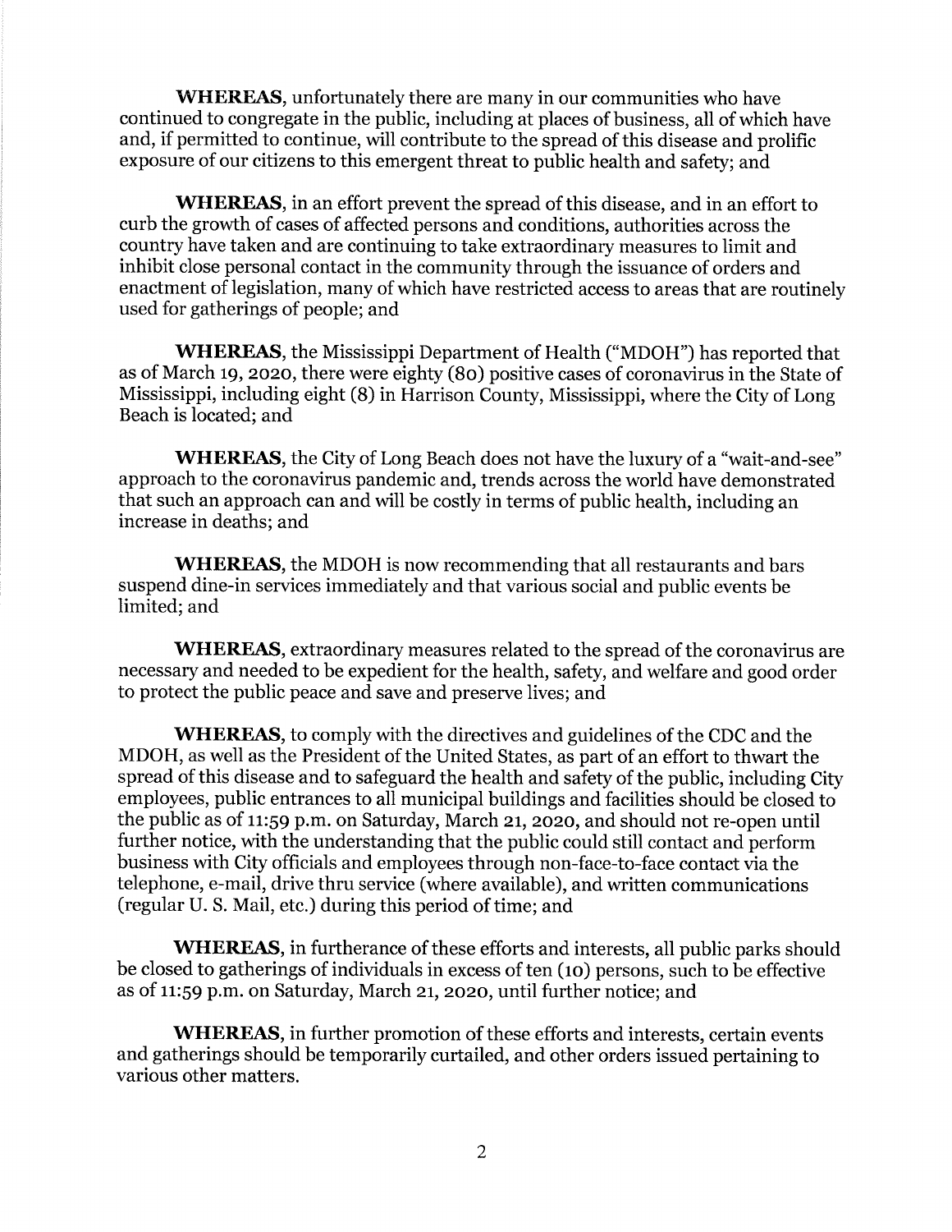**WHEREAS**, unfortunately there are many in our communities who have continued to congregate in the public, including at places of business, all of which have and, if permitted to continue, will contribute to the spread of this disease and prolific exposure of our citizens to this emergent threat to public health and safety; and

**WHEREAS**, in an effort prevent the spread of this disease, and in an effort to curb the growth of cases of affected persons and conditions, authorities across the country have taken and are continuing to take extraordinary measures to limit and inhibit close personal contact in the community through the issuance of orders and enactment of legislation, many of which have restricted access to areas that are routinely used for gatherings of people; and

**WHEREAS**, the Mississippi Department of Health ("MDOH") has reported that as of March 19, 2020, there were eighty (80) positive cases of coronavirus in the State of Mississippi, including eight (8) in Harrison County, Mississippi, where the City of Long Beach is located; and

**WHEREAS**, the City of Long Beach does not have the luxury of a "wait-and-see" approach to the coronavirus pandemic and, trends across the world have demonstrated that such an approach can and will be costly in terms of public health, including an increase in deaths; and

**WHEREAS**, the MDOH is now recommending that all restaurants and bars suspend dine-in services immediately and that various social and public events be limited; and

**WHEREAS**, extraordinary measures related to the spread of the coronavirus are necessary and needed to be expedient for the health, safety, and welfare and good order to protect the public peace and save and preserve lives; and

**WHEREAS**, to comply with the directives and guidelines of the CDC and the MDOH, as well as the President of the United States, as part of an effort to thwart the spread of this disease and to safeguard the health and safety of the public, including City employees, public entrances to all municipal buildings and facilities should be closed to the public as of 11:59 p.m. on Saturday, March 21, 2020, and should not re-open until further notice, with the understanding that the public could still contact and perform business with City officials and employees through non-face-to-face contact via the telephone, e-mail, drive thru service (where available), and written communications (regular U. S. Mail, etc.) during this period of time; and

**WHEREAS**, in furtherance of these efforts and interests, all public parks should be closed to gatherings of individuals in excess of ten (10) persons, such to be effective as of 11:59 p.m. on Saturday, March 21, 2020, until further notice; and

**WHEREAS**, in further promotion of these efforts and interests, certain events and gatherings should be temporarily curtailed, and other orders issued pertaining to various other matters.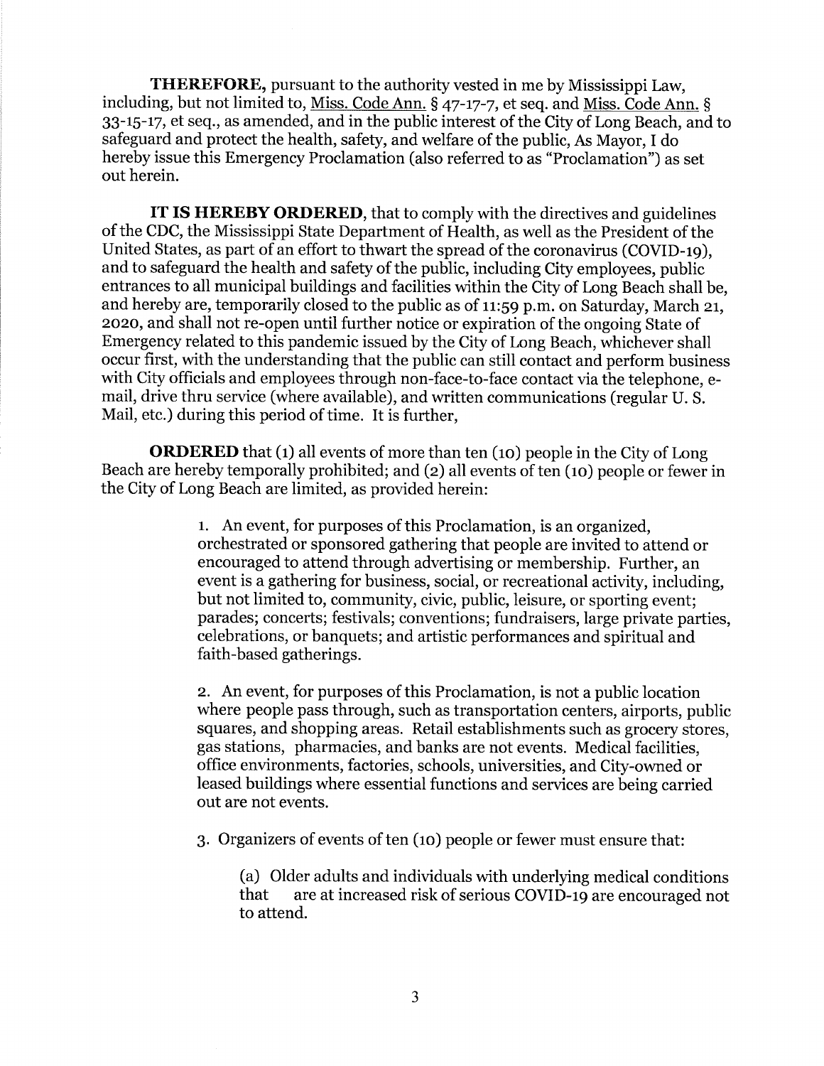**THEREFORE,** pursuant to the authority vested in me by Mississippi Law, including, but not limited to, Miss. Code Ann. § 47-17-7, et seq. and Miss. Code Ann. § 33-15-17, et seq., as amended, and in the public interest of the City of Long Beach, and to safeguard and protect the health, safety, and welfare of the public, As Mayor, I do hereby issue this Emergency Proclamation (also referred to as "Proclamation") as set out herein.

**IT IS HEREBY ORDERED**, that to comply with the directives and guidelines of the CDC, the Mississippi State Department of Health, as well as the President of the United States, as part of an effort to thwart the spread of the coronavirus (COVID-19), and to safeguard the health and safety of the public, including City employees, public entrances to all municipal buildings and facilities within the City of Long Beach shall be, and hereby are, temporarily closed to the public as of 11:59 p.m. on Saturday, March 21, 2020, and shall not re-open until further notice or expiration of the ongoing State of Emergency related to this pandemic issued by the City of Long Beach, whichever shall occur first, with the understanding that the public can still contact and perform business with City officials and employees through non-face-to-face contact via the telephone, e-mail, drive thru service (where available), and written communications (regular U. S. Mail, etc.) during this period of time. It is further,

**ORDERED** that (1) all events of more than ten (10) people in the City of Long Beach are hereby temporally prohibited; and (2) all events of ten (10) people or fewer in the City of Long Beach are limited, as provided herein:

1. An event, for purposes of this Proclamation, is an organized, orchestrated or sponsored gathering that people are invited to attend or encouraged to attend through advertising or membership. Further, an event is a gathering for business, social, or recreational activity, including, but not limited to, community, civic, public, leisure, or sporting event; parades; concerts; festivals; conventions; fundraisers, large private parties, celebrations, or banquets; and artistic performances and spiritual and faith-based gatherings.

2. An event, for purposes of this Proclamation, is not a public location where people pass through, such as transportation centers, airports, public squares, and shopping areas. Retail establishments such as grocery stores, gas stations, pharmacies, and banks are not events. Medical facilities, office environments, factories, schools, universities, and City-owned or leased buildings where essential functions and services are being carried out are not events.

3. Organizers of events of ten (10) people or fewer must ensure that:

   (a) Older adults and individuals with underlying medical conditions that are at increased risk of serious COVID-19 are encouraged not to attend.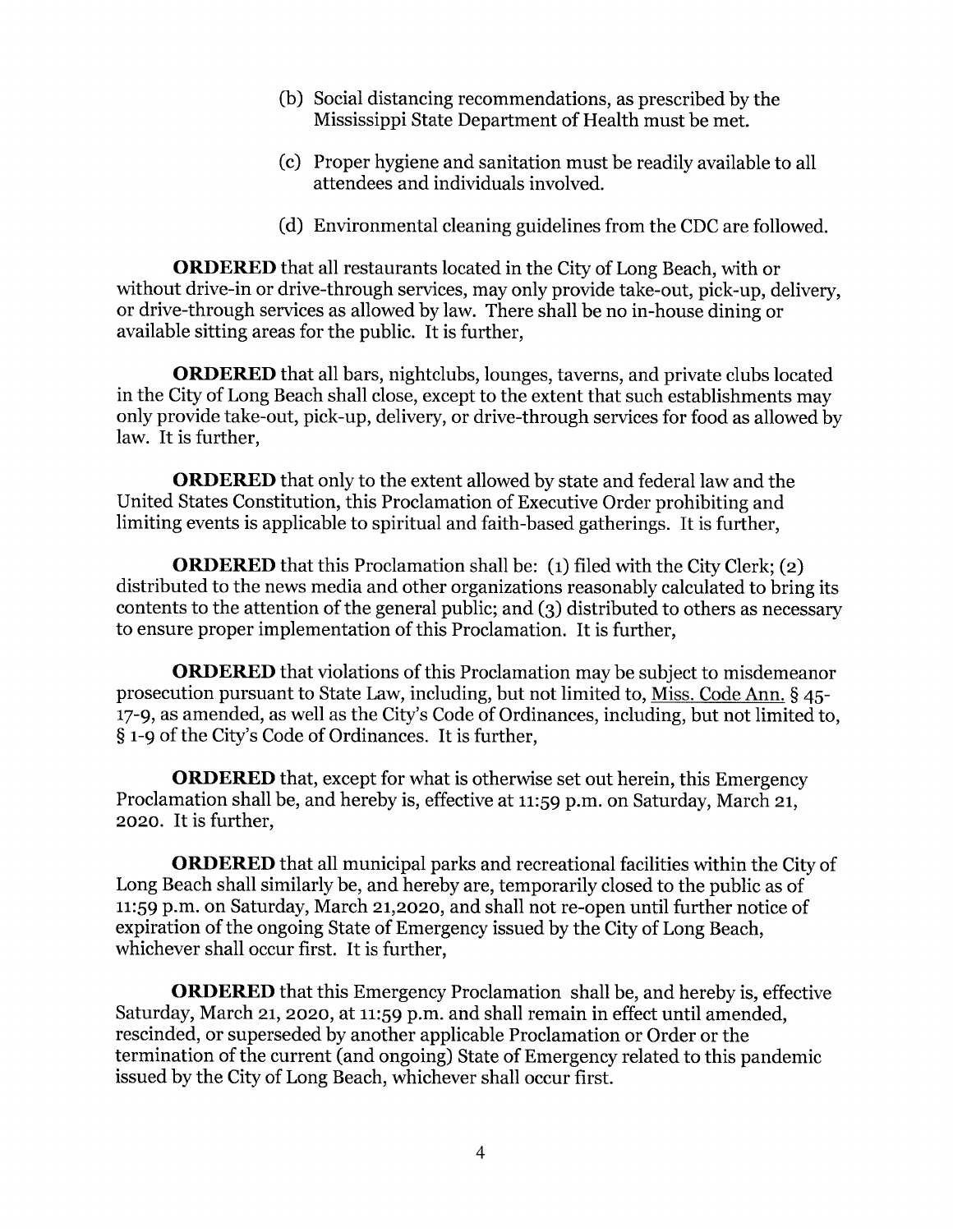(b) Social distancing recommendations, as prescribed by the Mississippi State Department of Health must be met.

(c) Proper hygiene and sanitation must be readily available to all attendees and individuals involved.

(d) Environmental cleaning guidelines from the CDC are followed.

**ORDERED** that all restaurants located in the City of Long Beach, with or without drive-in or drive-through services, may only provide take-out, pick-up, delivery, or drive-through services as allowed by law. There shall be no in-house dining or available sitting areas for the public. It is further,

**ORDERED** that all bars, nightclubs, lounges, taverns, and private clubs located in the City of Long Beach shall close, except to the extent that such establishments may only provide take-out, pick-up, delivery, or drive-through services for food as allowed by law. It is further,

**ORDERED** that only to the extent allowed by state and federal law and the United States Constitution, this Proclamation of Executive Order prohibiting and limiting events is applicable to spiritual and faith-based gatherings. It is further,

**ORDERED** that this Proclamation shall be: (1) filed with the City Clerk; (2) distributed to the news media and other organizations reasonably calculated to bring its contents to the attention of the general public; and (3) distributed to others as necessary to ensure proper implementation of this Proclamation. It is further,

**ORDERED** that violations of this Proclamation may be subject to misdemeanor prosecution pursuant to State Law, including, but not limited to, Miss. Code Ann. § 45-17-9, as amended, as well as the City's Code of Ordinances, including, but not limited to, § 1-9 of the City's Code of Ordinances. It is further,

**ORDERED** that, except for what is otherwise set out herein, this Emergency Proclamation shall be, and hereby is, effective at 11:59 p.m. on Saturday, March 21, 2020. It is further,

**ORDERED** that all municipal parks and recreational facilities within the City of Long Beach shall similarly be, and hereby are, temporarily closed to the public as of 11:59 p.m. on Saturday, March 21,2020, and shall not re-open until further notice of expiration of the ongoing State of Emergency issued by the City of Long Beach, whichever shall occur first. It is further,

**ORDERED** that this Emergency Proclamation shall be, and hereby is, effective Saturday, March 21, 2020, at 11:59 p.m. and shall remain in effect until amended, rescinded, or superseded by another applicable Proclamation or Order or the termination of the current (and ongoing) State of Emergency related to this pandemic issued by the City of Long Beach, whichever shall occur first.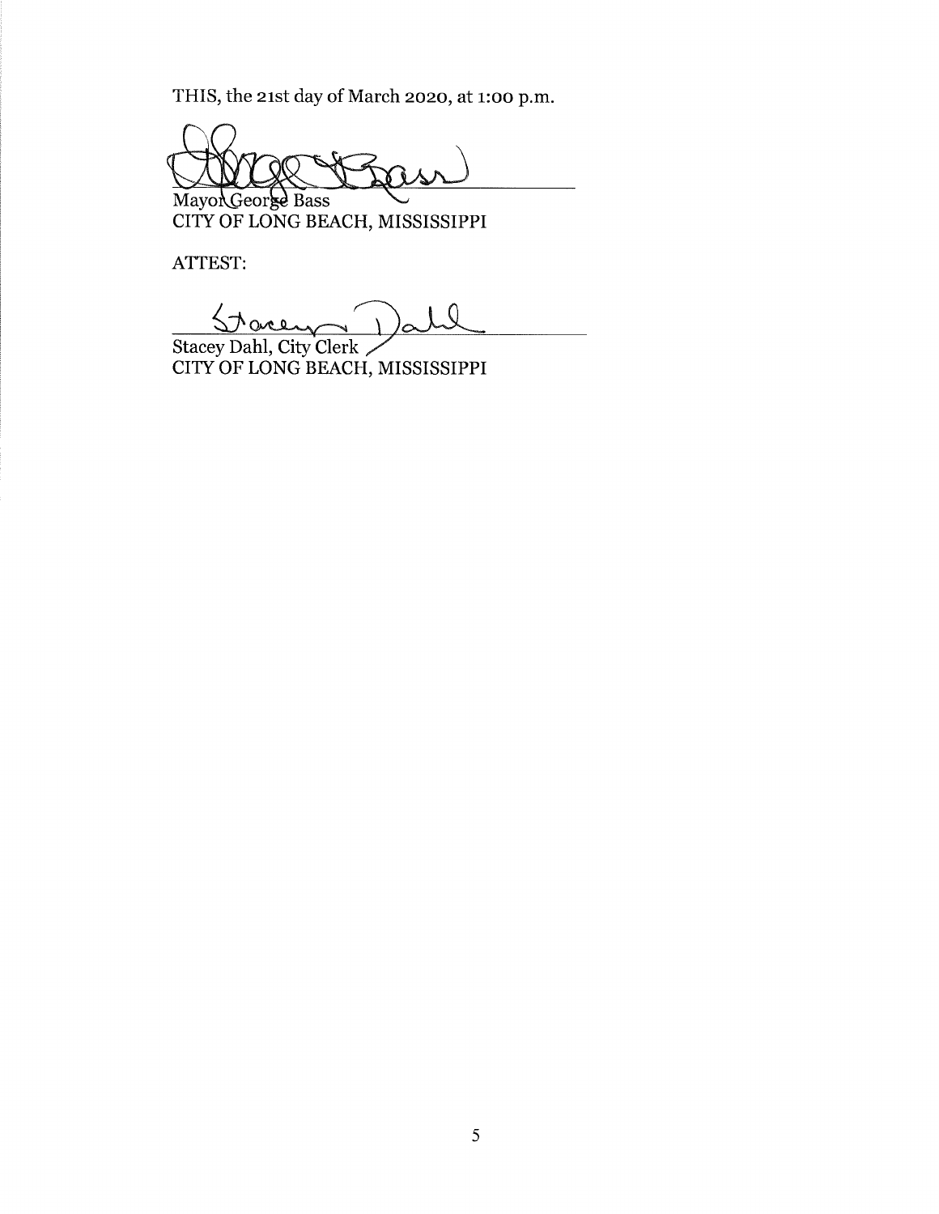THIS, the 21st day of March 2020, at 1:00 p.m.

Mayor George Bass
CITY OF LONG BEACH, MISSISSIPPI

ATTEST:

Stacey Dahl, City Clerk
CITY OF LONG BEACH, MISSISSIPPI